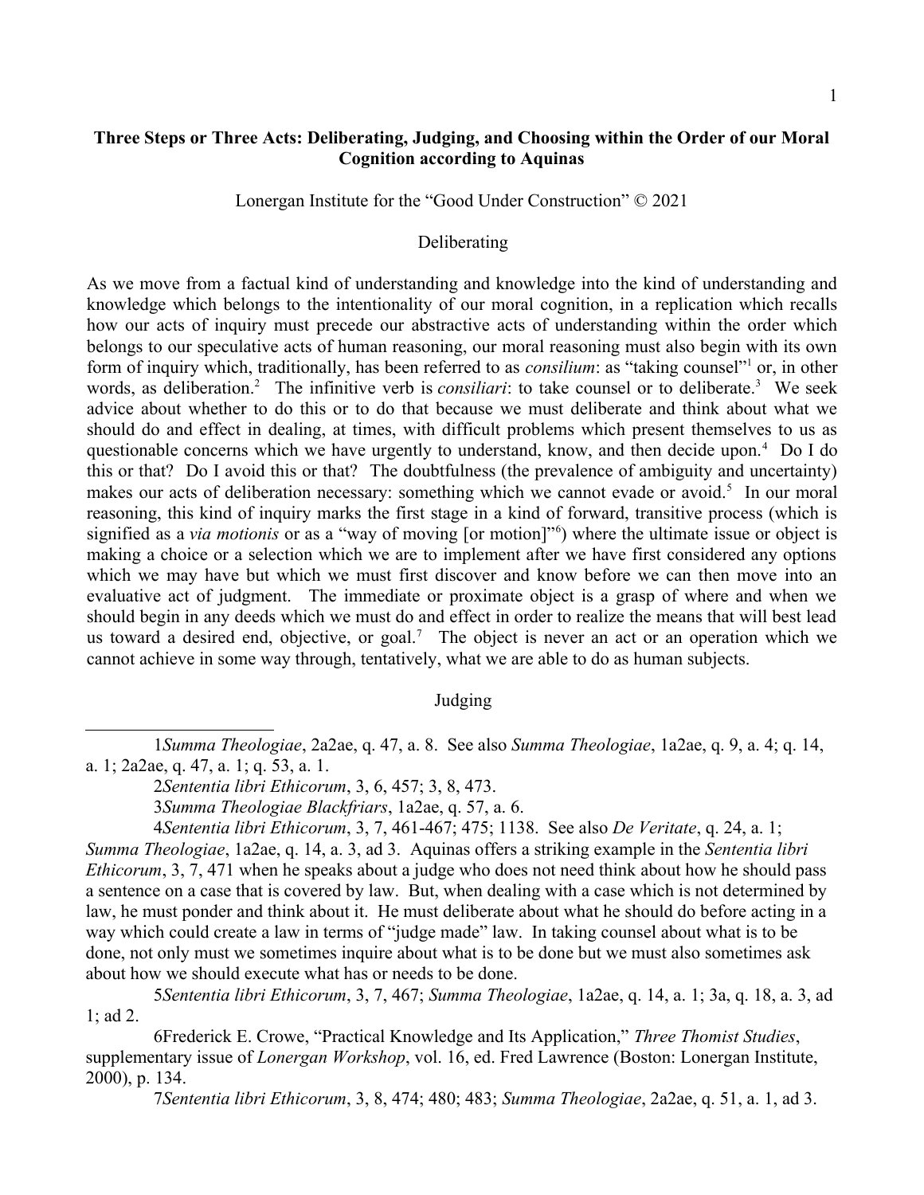# Three Steps or Three Acts: Deliberating, Judging, and Choosing within the Order of our Moral Cognition according to Aquinas

Lonergan Institute for the "Good Under Construction" © 2021

## Deliberating

As we move from a factual kind of understanding and knowledge into the kind of understanding and knowledge which belongs to the intentionality of our moral cognition, in a replication which recalls how our acts of inquiry must precede our abstractive acts of understanding within the order which belongs to our speculative acts of human reasoning, our moral reasoning must also begin with its own form of inquiry which, traditionally, has been referred to as *consilium*: as "taking counsel"[1] or, in other words, as deliberation.[2] The infinitive verb is *consiliari*: to take counsel or to deliberate.[3] We seek advice about whether to do this or to do that because we must deliberate and think about what we should do and effect in dealing, at times, with difficult problems which present themselves to us as questionable concerns which we have urgently to understand, know, and then decide upon.[4] Do I do this or that? Do I avoid this or that? The doubtfulness (the prevalence of ambiguity and uncertainty) makes our acts of deliberation necessary: something which we cannot evade or avoid.[5] In our moral reasoning, this kind of inquiry marks the first stage in a kind of forward, transitive process (which is signified as a *via motionis* or as a "way of moving [or motion]"[6]) where the ultimate issue or object is making a choice or a selection which we are to implement after we have first considered any options which we may have but which we must first discover and know before we can then move into an evaluative act of judgment. The immediate or proximate object is a grasp of where and when we should begin in any deeds which we must do and effect in order to realize the means that will best lead us toward a desired end, objective, or goal.[7] The object is never an act or an operation which we cannot achieve in some way through, tentatively, what we are able to do as human subjects.

## Judging

---

1 *Summa Theologiae*, 2a2ae, q. 47, a. 8. See also *Summa Theologiae*, 1a2ae, q. 9, a. 4; q. 14, a. 1; 2a2ae, q. 47, a. 1; q. 53, a. 1.

2 *Sententia libri Ethicorum*, 3, 6, 457; 3, 8, 473.

3 *Summa Theologiae Blackfriars*, 1a2ae, q. 57, a. 6.

4 *Sententia libri Ethicorum*, 3, 7, 461-467; 475; 1138. See also *De Veritate*, q. 24, a. 1; *Summa Theologiae*, 1a2ae, q. 14, a. 3, ad 3. Aquinas offers a striking example in the *Sententia libri Ethicorum*, 3, 7, 471 when he speaks about a judge who does not need think about how he should pass a sentence on a case that is covered by law. But, when dealing with a case which is not determined by law, he must ponder and think about it. He must deliberate about what he should do before acting in a way which could create a law in terms of "judge made" law. In taking counsel about what is to be done, not only must we sometimes inquire about what is to be done but we must also sometimes ask about how we should execute what has or needs to be done.

5 *Sententia libri Ethicorum*, 3, 7, 467; *Summa Theologiae*, 1a2ae, q. 14, a. 1; 3a, q. 18, a. 3, ad 1; ad 2.

6 Frederick E. Crowe, "Practical Knowledge and Its Application," *Three Thomist Studies*, supplementary issue of *Lonergan Workshop*, vol. 16, ed. Fred Lawrence (Boston: Lonergan Institute, 2000), p. 134.

7 *Sententia libri Ethicorum*, 3, 8, 474; 480; 483; *Summa Theologiae*, 2a2ae, q. 51, a. 1, ad 3.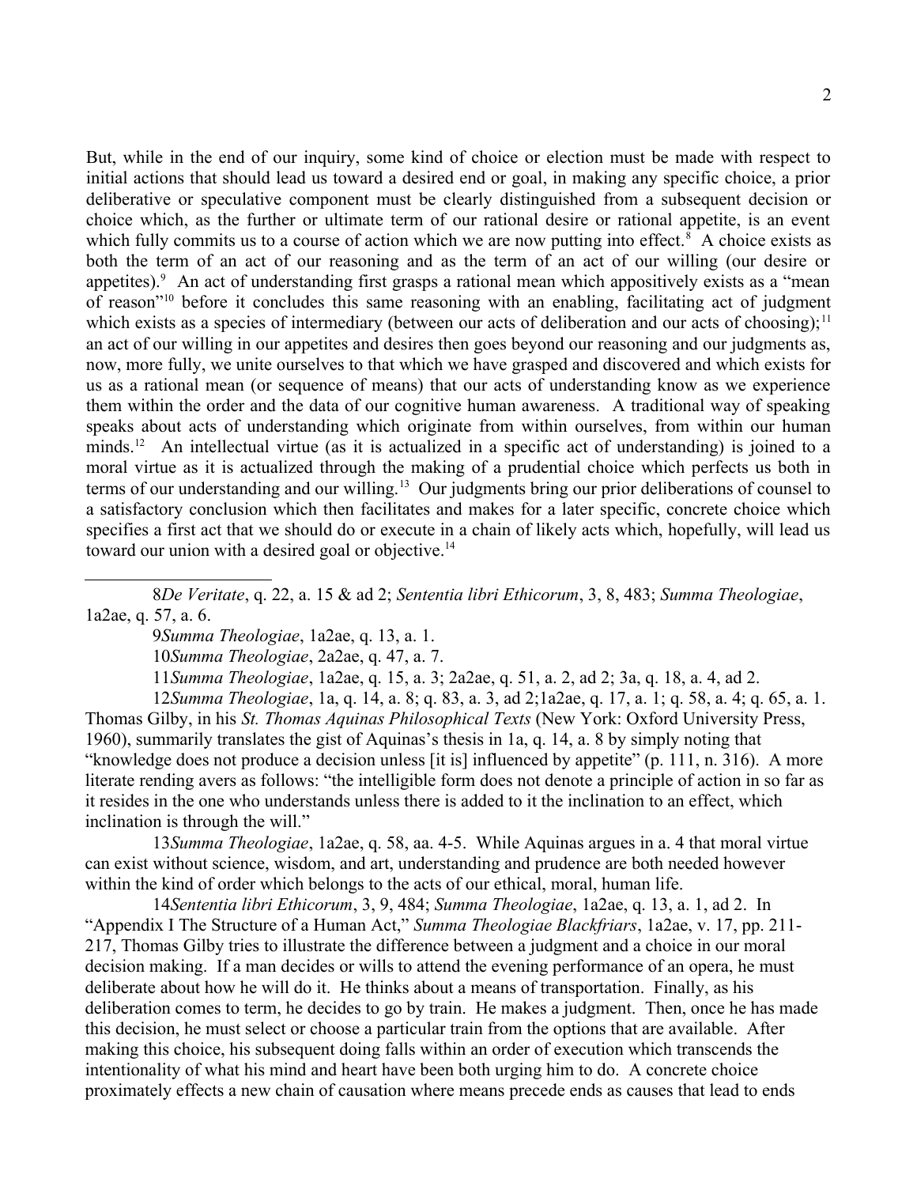But, while in the end of our inquiry, some kind of choice or election must be made with respect to initial actions that should lead us toward a desired end or goal, in making any specific choice, a prior deliberative or speculative component must be clearly distinguished from a subsequent decision or choice which, as the further or ultimate term of our rational desire or rational appetite, is an event which fully commits us to a course of action which we are now putting into effect.[8] A choice exists as both the term of an act of our reasoning and as the term of an act of our willing (our desire or appetites).[9] An act of understanding first grasps a rational mean which appositively exists as a "mean of reason"[10] before it concludes this same reasoning with an enabling, facilitating act of judgment which exists as a species of intermediary (between our acts of deliberation and our acts of choosing);[11] an act of our willing in our appetites and desires then goes beyond our reasoning and our judgments as, now, more fully, we unite ourselves to that which we have grasped and discovered and which exists for us as a rational mean (or sequence of means) that our acts of understanding know as we experience them within the order and the data of our cognitive human awareness. A traditional way of speaking speaks about acts of understanding which originate from within ourselves, from within our human minds.[12] An intellectual virtue (as it is actualized in a specific act of understanding) is joined to a moral virtue as it is actualized through the making of a prudential choice which perfects us both in terms of our understanding and our willing.[13] Our judgments bring our prior deliberations of counsel to a satisfactory conclusion which then facilitates and makes for a later specific, concrete choice which specifies a first act that we should do or execute in a chain of likely acts which, hopefully, will lead us toward our union with a desired goal or objective.[14]

---

8*De Veritate*, q. 22, a. 15 & ad 2; *Sententia libri Ethicorum*, 3, 8, 483; *Summa Theologiae*, 1a2ae, q. 57, a. 6.

9*Summa Theologiae*, 1a2ae, q. 13, a. 1.

10*Summa Theologiae*, 2a2ae, q. 47, a. 7.

11*Summa Theologiae*, 1a2ae, q. 15, a. 3; 2a2ae, q. 51, a. 2, ad 2; 3a, q. 18, a. 4, ad 2.

12*Summa Theologiae*, 1a, q. 14, a. 8; q. 83, a. 3, ad 2;1a2ae, q. 17, a. 1; q. 58, a. 4; q. 65, a. 1. Thomas Gilby, in his *St. Thomas Aquinas Philosophical Texts* (New York: Oxford University Press, 1960), summarily translates the gist of Aquinas's thesis in 1a, q. 14, a. 8 by simply noting that "knowledge does not produce a decision unless [it is] influenced by appetite" (p. 111, n. 316). A more literate rending avers as follows: "the intelligible form does not denote a principle of action in so far as it resides in the one who understands unless there is added to it the inclination to an effect, which inclination is through the will."

13*Summa Theologiae*, 1a2ae, q. 58, aa. 4-5. While Aquinas argues in a. 4 that moral virtue can exist without science, wisdom, and art, understanding and prudence are both needed however within the kind of order which belongs to the acts of our ethical, moral, human life.

14*Sententia libri Ethicorum*, 3, 9, 484; *Summa Theologiae*, 1a2ae, q. 13, a. 1, ad 2. In "Appendix I The Structure of a Human Act," *Summa Theologiae Blackfriars*, 1a2ae, v. 17, pp. 211-217, Thomas Gilby tries to illustrate the difference between a judgment and a choice in our moral decision making. If a man decides or wills to attend the evening performance of an opera, he must deliberate about how he will do it. He thinks about a means of transportation. Finally, as his deliberation comes to term, he decides to go by train. He makes a judgment. Then, once he has made this decision, he must select or choose a particular train from the options that are available. After making this choice, his subsequent doing falls within an order of execution which transcends the intentionality of what his mind and heart have been both urging him to do. A concrete choice proximately effects a new chain of causation where means precede ends as causes that lead to ends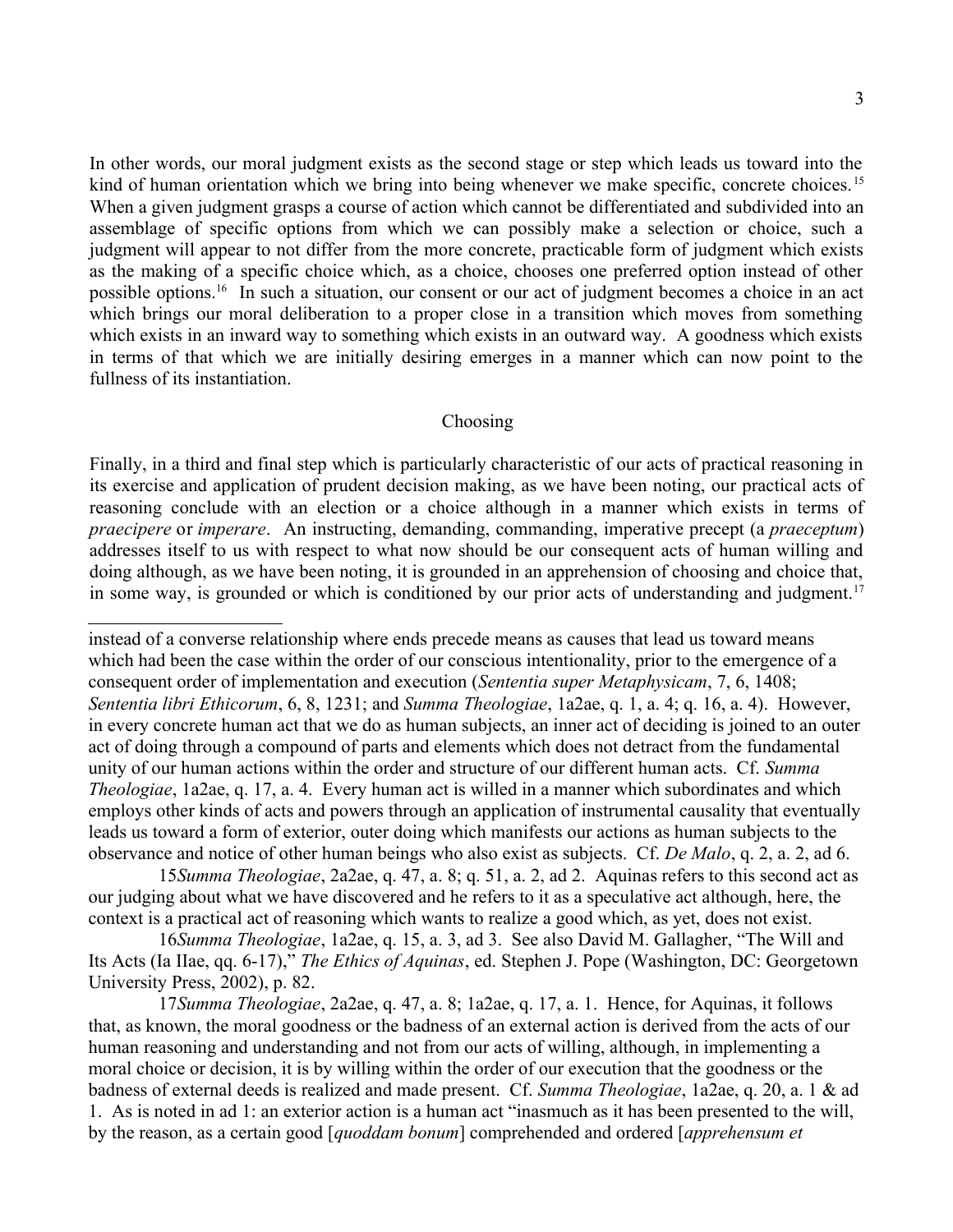In other words, our moral judgment exists as the second stage or step which leads us toward into the kind of human orientation which we bring into being whenever we make specific, concrete choices.[15] When a given judgment grasps a course of action which cannot be differentiated and subdivided into an assemblage of specific options from which we can possibly make a selection or choice, such a judgment will appear to not differ from the more concrete, practicable form of judgment which exists as the making of a specific choice which, as a choice, chooses one preferred option instead of other possible options.[16] In such a situation, our consent or our act of judgment becomes a choice in an act which brings our moral deliberation to a proper close in a transition which moves from something which exists in an inward way to something which exists in an outward way. A goodness which exists in terms of that which we are initially desiring emerges in a manner which can now point to the fullness of its instantiation.

## Choosing

Finally, in a third and final step which is particularly characteristic of our acts of practical reasoning in its exercise and application of prudent decision making, as we have been noting, our practical acts of reasoning conclude with an election or a choice although in a manner which exists in terms of *praecipere* or *imperare*. An instructing, demanding, commanding, imperative precept (a *praeceptum*) addresses itself to us with respect to what now should be our consequent acts of human willing and doing although, as we have been noting, it is grounded in an apprehension of choosing and choice that, in some way, is grounded or which is conditioned by our prior acts of understanding and judgment.[17]

---

instead of a converse relationship where ends precede means as causes that lead us toward means which had been the case within the order of our conscious intentionality, prior to the emergence of a consequent order of implementation and execution (*Sententia super Metaphysicam*, 7, 6, 1408; *Sententia libri Ethicorum*, 6, 8, 1231; and *Summa Theologiae*, 1a2ae, q. 1, a. 4; q. 16, a. 4). However, in every concrete human act that we do as human subjects, an inner act of deciding is joined to an outer act of doing through a compound of parts and elements which does not detract from the fundamental unity of our human actions within the order and structure of our different human acts. Cf. *Summa Theologiae*, 1a2ae, q. 17, a. 4. Every human act is willed in a manner which subordinates and which employs other kinds of acts and powers through an application of instrumental causality that eventually leads us toward a form of exterior, outer doing which manifests our actions as human subjects to the observance and notice of other human beings who also exist as subjects. Cf. *De Malo*, q. 2, a. 2, ad 6.

15 *Summa Theologiae*, 2a2ae, q. 47, a. 8; q. 51, a. 2, ad 2. Aquinas refers to this second act as our judging about what we have discovered and he refers to it as a speculative act although, here, the context is a practical act of reasoning which wants to realize a good which, as yet, does not exist.

16 *Summa Theologiae*, 1a2ae, q. 15, a. 3, ad 3. See also David M. Gallagher, "The Will and Its Acts (Ia IIae, qq. 6-17)," *The Ethics of Aquinas*, ed. Stephen J. Pope (Washington, DC: Georgetown University Press, 2002), p. 82.

17 *Summa Theologiae*, 2a2ae, q. 47, a. 8; 1a2ae, q. 17, a. 1. Hence, for Aquinas, it follows that, as known, the moral goodness or the badness of an external action is derived from the acts of our human reasoning and understanding and not from our acts of willing, although, in implementing a moral choice or decision, it is by willing within the order of our execution that the goodness or the badness of external deeds is realized and made present. Cf. *Summa Theologiae*, 1a2ae, q. 20, a. 1 & ad 1. As is noted in ad 1: an exterior action is a human act "inasmuch as it has been presented to the will, by the reason, as a certain good [*quoddam bonum*] comprehended and ordered [*apprehensum et*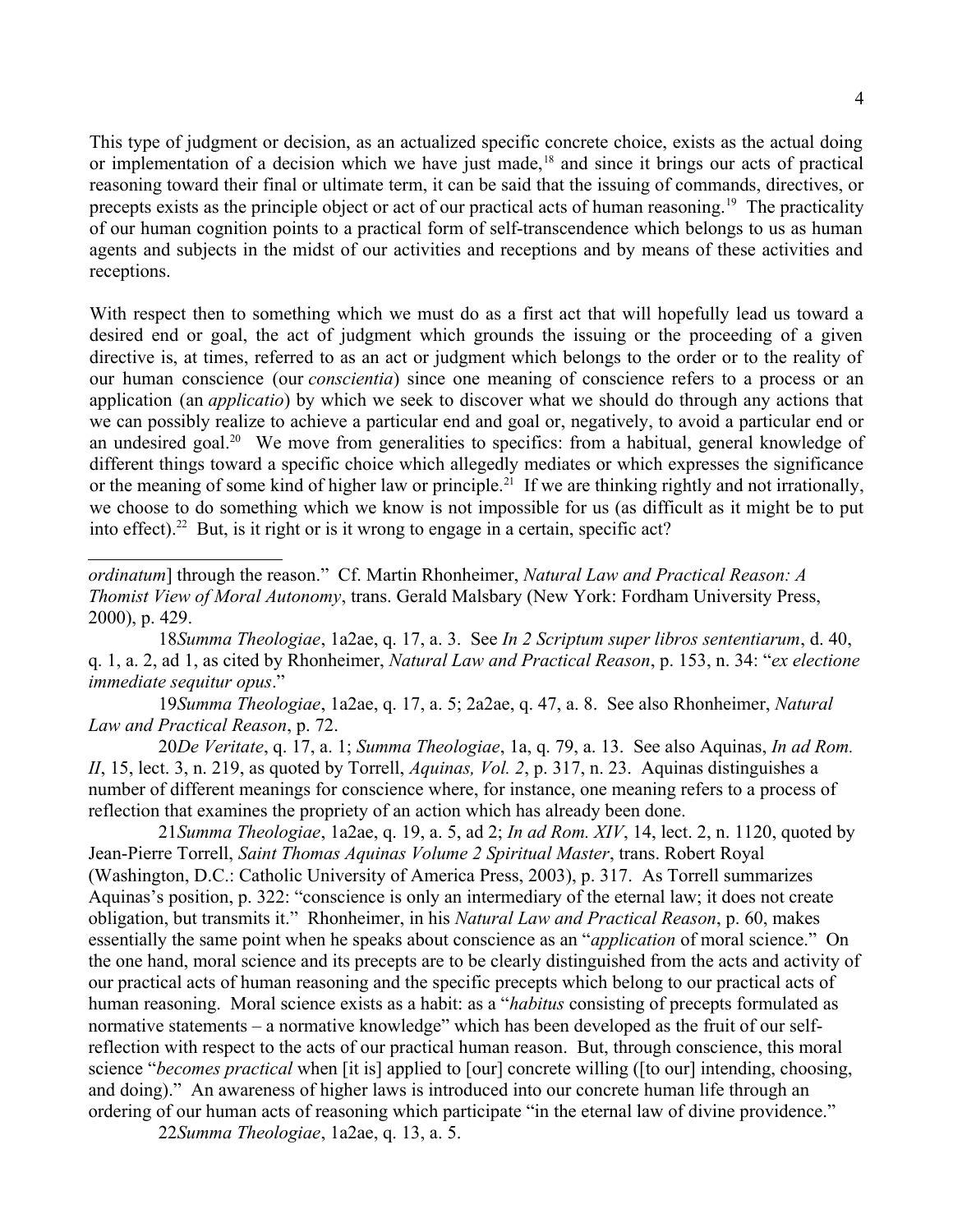This type of judgment or decision, as an actualized specific concrete choice, exists as the actual doing or implementation of a decision which we have just made,[18] and since it brings our acts of practical reasoning toward their final or ultimate term, it can be said that the issuing of commands, directives, or precepts exists as the principle object or act of our practical acts of human reasoning.[19] The practicality of our human cognition points to a practical form of self-transcendence which belongs to us as human agents and subjects in the midst of our activities and receptions and by means of these activities and receptions.

With respect then to something which we must do as a first act that will hopefully lead us toward a desired end or goal, the act of judgment which grounds the issuing or the proceeding of a given directive is, at times, referred to as an act or judgment which belongs to the order or to the reality of our human conscience (our *conscientia*) since one meaning of conscience refers to a process or an application (an *applicatio*) by which we seek to discover what we should do through any actions that we can possibly realize to achieve a particular end and goal or, negatively, to avoid a particular end or an undesired goal.[20] We move from generalities to specifics: from a habitual, general knowledge of different things toward a specific choice which allegedly mediates or which expresses the significance or the meaning of some kind of higher law or principle.[21] If we are thinking rightly and not irrationally, we choose to do something which we know is not impossible for us (as difficult as it might be to put into effect).[22] But, is it right or is it wrong to engage in a certain, specific act?

---

*ordinatum*] through the reason." Cf. Martin Rhonheimer, *Natural Law and Practical Reason: A Thomist View of Moral Autonomy*, trans. Gerald Malsbary (New York: Fordham University Press, 2000), p. 429.

18*Summa Theologiae*, 1a2ae, q. 17, a. 3. See *In 2 Scriptum super libros sententiarum*, d. 40, q. 1, a. 2, ad 1, as cited by Rhonheimer, *Natural Law and Practical Reason*, p. 153, n. 34: "*ex electione immediate sequitur opus*."

19*Summa Theologiae*, 1a2ae, q. 17, a. 5; 2a2ae, q. 47, a. 8. See also Rhonheimer, *Natural Law and Practical Reason*, p. 72.

20*De Veritate*, q. 17, a. 1; *Summa Theologiae*, 1a, q. 79, a. 13. See also Aquinas, *In ad Rom. II*, 15, lect. 3, n. 219, as quoted by Torrell, *Aquinas, Vol. 2*, p. 317, n. 23. Aquinas distinguishes a number of different meanings for conscience where, for instance, one meaning refers to a process of reflection that examines the propriety of an action which has already been done.

21*Summa Theologiae*, 1a2ae, q. 19, a. 5, ad 2; *In ad Rom. XIV*, 14, lect. 2, n. 1120, quoted by Jean-Pierre Torrell, *Saint Thomas Aquinas Volume 2 Spiritual Master*, trans. Robert Royal (Washington, D.C.: Catholic University of America Press, 2003), p. 317. As Torrell summarizes Aquinas's position, p. 322: "conscience is only an intermediary of the eternal law; it does not create obligation, but transmits it." Rhonheimer, in his *Natural Law and Practical Reason*, p. 60, makes essentially the same point when he speaks about conscience as an "*application* of moral science." On the one hand, moral science and its precepts are to be clearly distinguished from the acts and activity of our practical acts of human reasoning and the specific precepts which belong to our practical acts of human reasoning. Moral science exists as a habit: as a "*habitus* consisting of precepts formulated as normative statements – a normative knowledge" which has been developed as the fruit of our self-reflection with respect to the acts of our practical human reason. But, through conscience, this moral science "*becomes practical* when [it is] applied to [our] concrete willing ([to our] intending, choosing, and doing)." An awareness of higher laws is introduced into our concrete human life through an ordering of our human acts of reasoning which participate "in the eternal law of divine providence."

22*Summa Theologiae*, 1a2ae, q. 13, a. 5.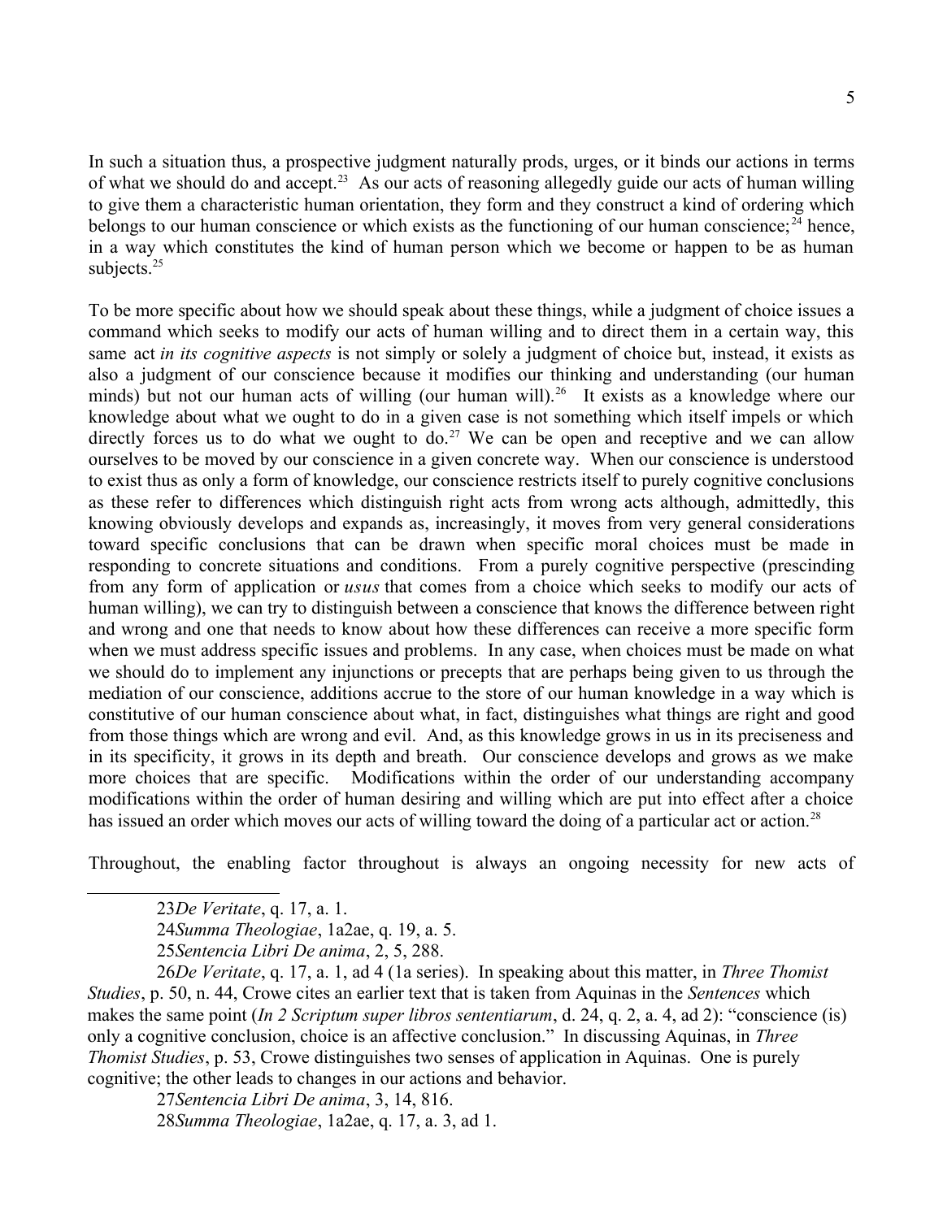In such a situation thus, a prospective judgment naturally prods, urges, or it binds our actions in terms of what we should do and accept.[23] As our acts of reasoning allegedly guide our acts of human willing to give them a characteristic human orientation, they form and they construct a kind of ordering which belongs to our human conscience or which exists as the functioning of our human conscience;[24] hence, in a way which constitutes the kind of human person which we become or happen to be as human subjects.[25]

To be more specific about how we should speak about these things, while a judgment of choice issues a command which seeks to modify our acts of human willing and to direct them in a certain way, this same act *in its cognitive aspects* is not simply or solely a judgment of choice but, instead, it exists as also a judgment of our conscience because it modifies our thinking and understanding (our human minds) but not our human acts of willing (our human will).[26] It exists as a knowledge where our knowledge about what we ought to do in a given case is not something which itself impels or which directly forces us to do what we ought to do.[27] We can be open and receptive and we can allow ourselves to be moved by our conscience in a given concrete way. When our conscience is understood to exist thus as only a form of knowledge, our conscience restricts itself to purely cognitive conclusions as these refer to differences which distinguish right acts from wrong acts although, admittedly, this knowing obviously develops and expands as, increasingly, it moves from very general considerations toward specific conclusions that can be drawn when specific moral choices must be made in responding to concrete situations and conditions. From a purely cognitive perspective (prescinding from any form of application or *usus* that comes from a choice which seeks to modify our acts of human willing), we can try to distinguish between a conscience that knows the difference between right and wrong and one that needs to know about how these differences can receive a more specific form when we must address specific issues and problems. In any case, when choices must be made on what we should do to implement any injunctions or precepts that are perhaps being given to us through the mediation of our conscience, additions accrue to the store of our human knowledge in a way which is constitutive of our human conscience about what, in fact, distinguishes what things are right and good from those things which are wrong and evil. And, as this knowledge grows in us in its preciseness and in its specificity, it grows in its depth and breath. Our conscience develops and grows as we make more choices that are specific. Modifications within the order of our understanding accompany modifications within the order of human desiring and willing which are put into effect after a choice has issued an order which moves our acts of willing toward the doing of a particular act or action.[28]

Throughout, the enabling factor throughout is always an ongoing necessity for new acts of

---

23*De Veritate*, q. 17, a. 1.

24*Summa Theologiae*, 1a2ae, q. 19, a. 5.

25*Sentencia Libri De anima*, 2, 5, 288.

26*De Veritate*, q. 17, a. 1, ad 4 (1a series). In speaking about this matter, in *Three Thomist Studies*, p. 50, n. 44, Crowe cites an earlier text that is taken from Aquinas in the *Sentences* which makes the same point (*In 2 Scriptum super libros sententiarum*, d. 24, q. 2, a. 4, ad 2): "conscience (is) only a cognitive conclusion, choice is an affective conclusion." In discussing Aquinas, in *Three Thomist Studies*, p. 53, Crowe distinguishes two senses of application in Aquinas. One is purely cognitive; the other leads to changes in our actions and behavior.

27*Sentencia Libri De anima*, 3, 14, 816.

28*Summa Theologiae*, 1a2ae, q. 17, a. 3, ad 1.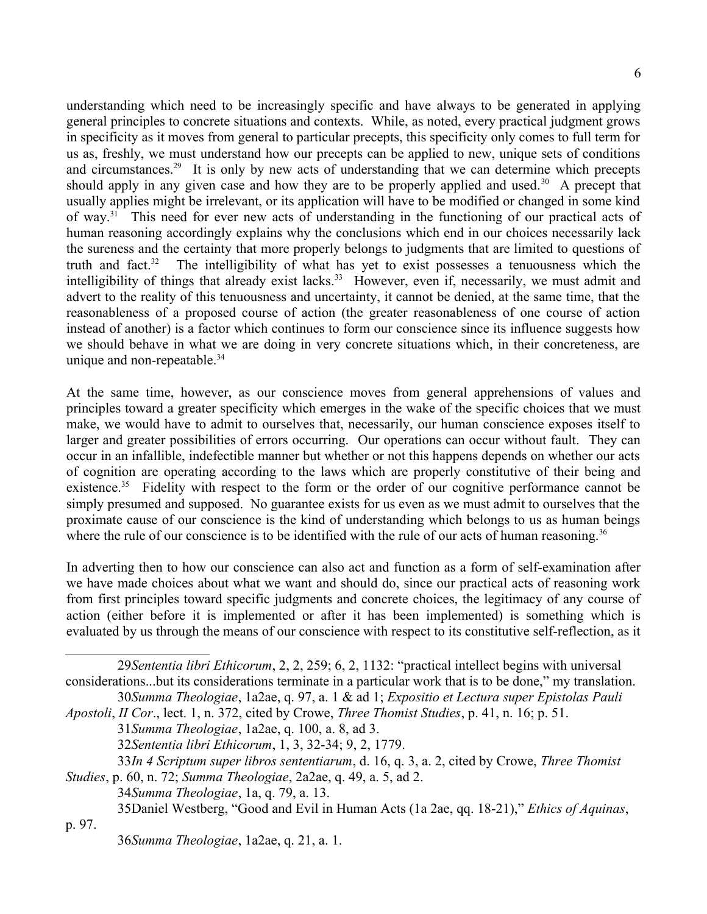understanding which need to be increasingly specific and have always to be generated in applying general principles to concrete situations and contexts. While, as noted, every practical judgment grows in specificity as it moves from general to particular precepts, this specificity only comes to full term for us as, freshly, we must understand how our precepts can be applied to new, unique sets of conditions and circumstances.[29] It is only by new acts of understanding that we can determine which precepts should apply in any given case and how they are to be properly applied and used.[30] A precept that usually applies might be irrelevant, or its application will have to be modified or changed in some kind of way.[31] This need for ever new acts of understanding in the functioning of our practical acts of human reasoning accordingly explains why the conclusions which end in our choices necessarily lack the sureness and the certainty that more properly belongs to judgments that are limited to questions of truth and fact.[32] The intelligibility of what has yet to exist possesses a tenuousness which the intelligibility of things that already exist lacks.[33] However, even if, necessarily, we must admit and advert to the reality of this tenuousness and uncertainty, it cannot be denied, at the same time, that the reasonableness of a proposed course of action (the greater reasonableness of one course of action instead of another) is a factor which continues to form our conscience since its influence suggests how we should behave in what we are doing in very concrete situations which, in their concreteness, are unique and non-repeatable.[34]

At the same time, however, as our conscience moves from general apprehensions of values and principles toward a greater specificity which emerges in the wake of the specific choices that we must make, we would have to admit to ourselves that, necessarily, our human conscience exposes itself to larger and greater possibilities of errors occurring. Our operations can occur without fault. They can occur in an infallible, indefectible manner but whether or not this happens depends on whether our acts of cognition are operating according to the laws which are properly constitutive of their being and existence.[35] Fidelity with respect to the form or the order of our cognitive performance cannot be simply presumed and supposed. No guarantee exists for us even as we must admit to ourselves that the proximate cause of our conscience is the kind of understanding which belongs to us as human beings where the rule of our conscience is to be identified with the rule of our acts of human reasoning.[36]

In adverting then to how our conscience can also act and function as a form of self-examination after we have made choices about what we want and should do, since our practical acts of reasoning work from first principles toward specific judgments and concrete choices, the legitimacy of any course of action (either before it is implemented or after it has been implemented) is something which is evaluated by us through the means of our conscience with respect to its constitutive self-reflection, as it

---

29 *Sententia libri Ethicorum*, 2, 2, 259; 6, 2, 1132: "practical intellect begins with universal considerations...but its considerations terminate in a particular work that is to be done," my translation.

30 *Summa Theologiae*, 1a2ae, q. 97, a. 1 & ad 1; *Expositio et Lectura super Epistolas Pauli Apostoli*, *II Cor*., lect. 1, n. 372, cited by Crowe, *Three Thomist Studies*, p. 41, n. 16; p. 51.

31 *Summa Theologiae*, 1a2ae, q. 100, a. 8, ad 3.

32 *Sententia libri Ethicorum*, 1, 3, 32-34; 9, 2, 1779.

33 *In 4 Scriptum super libros sententiarum*, d. 16, q. 3, a. 2, cited by Crowe, *Three Thomist Studies*, p. 60, n. 72; *Summa Theologiae*, 2a2ae, q. 49, a. 5, ad 2.

34 *Summa Theologiae*, 1a, q. 79, a. 13.

35 Daniel Westberg, "Good and Evil in Human Acts (1a 2ae, qq. 18-21)," *Ethics of Aquinas*, p. 97.

36 *Summa Theologiae*, 1a2ae, q. 21, a. 1.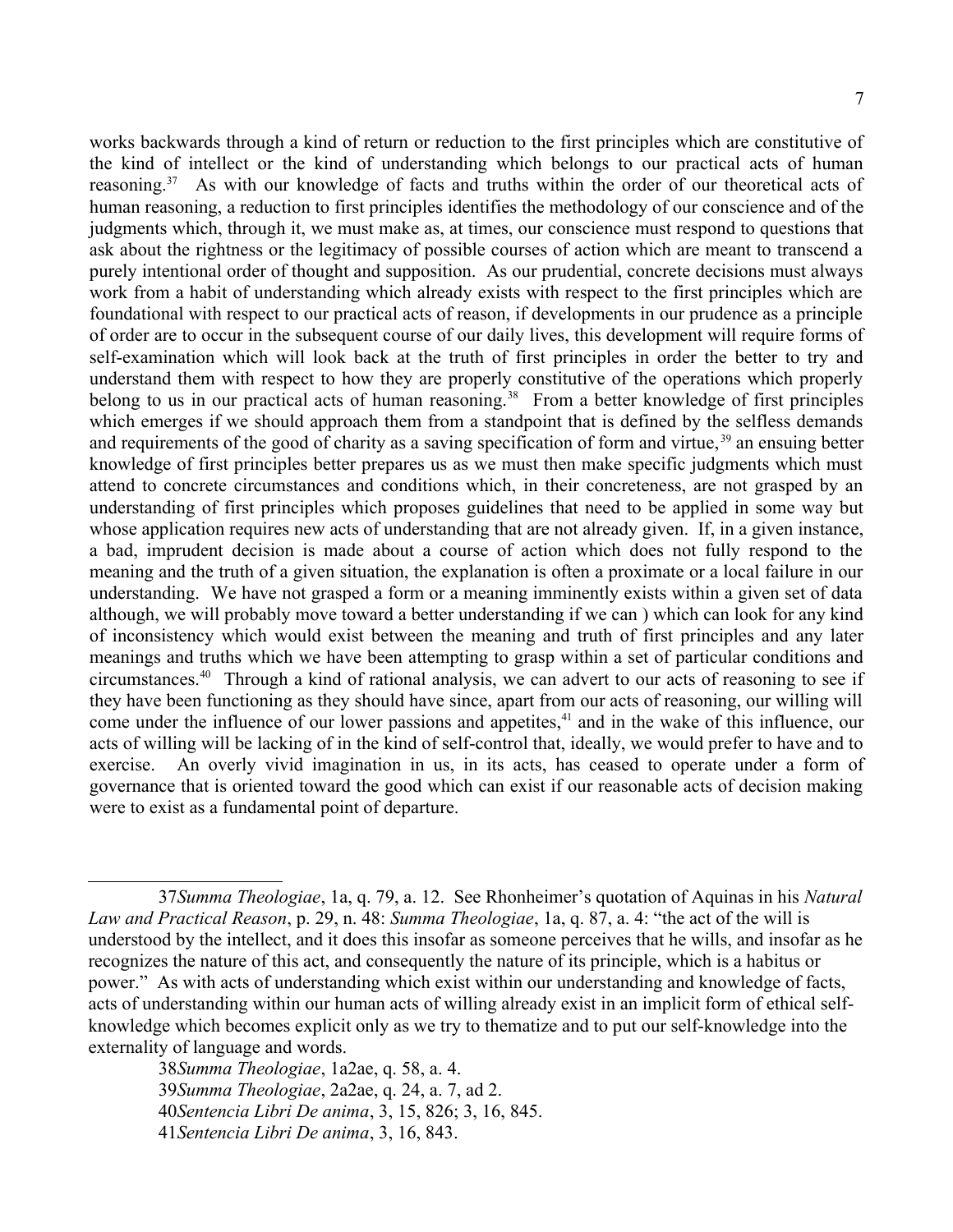works backwards through a kind of return or reduction to the first principles which are constitutive of the kind of intellect or the kind of understanding which belongs to our practical acts of human reasoning.[37] As with our knowledge of facts and truths within the order of our theoretical acts of human reasoning, a reduction to first principles identifies the methodology of our conscience and of the judgments which, through it, we must make as, at times, our conscience must respond to questions that ask about the rightness or the legitimacy of possible courses of action which are meant to transcend a purely intentional order of thought and supposition. As our prudential, concrete decisions must always work from a habit of understanding which already exists with respect to the first principles which are foundational with respect to our practical acts of reason, if developments in our prudence as a principle of order are to occur in the subsequent course of our daily lives, this development will require forms of self-examination which will look back at the truth of first principles in order the better to try and understand them with respect to how they are properly constitutive of the operations which properly belong to us in our practical acts of human reasoning.[38] From a better knowledge of first principles which emerges if we should approach them from a standpoint that is defined by the selfless demands and requirements of the good of charity as a saving specification of form and virtue,[39] an ensuing better knowledge of first principles better prepares us as we must then make specific judgments which must attend to concrete circumstances and conditions which, in their concreteness, are not grasped by an understanding of first principles which proposes guidelines that need to be applied in some way but whose application requires new acts of understanding that are not already given. If, in a given instance, a bad, imprudent decision is made about a course of action which does not fully respond to the meaning and the truth of a given situation, the explanation is often a proximate or a local failure in our understanding. We have not grasped a form or a meaning imminently exists within a given set of data although, we will probably move toward a better understanding if we can ) which can look for any kind of inconsistency which would exist between the meaning and truth of first principles and any later meanings and truths which we have been attempting to grasp within a set of particular conditions and circumstances.[40] Through a kind of rational analysis, we can advert to our acts of reasoning to see if they have been functioning as they should have since, apart from our acts of reasoning, our willing will come under the influence of our lower passions and appetites,[41] and in the wake of this influence, our acts of willing will be lacking of in the kind of self-control that, ideally, we would prefer to have and to exercise. An overly vivid imagination in us, in its acts, has ceased to operate under a form of governance that is oriented toward the good which can exist if our reasonable acts of decision making were to exist as a fundamental point of departure.

---

37*Summa Theologiae*, 1a, q. 79, a. 12. See Rhonheimer's quotation of Aquinas in his *Natural Law and Practical Reason*, p. 29, n. 48: *Summa Theologiae*, 1a, q. 87, a. 4: "the act of the will is understood by the intellect, and it does this insofar as someone perceives that he wills, and insofar as he recognizes the nature of this act, and consequently the nature of its principle, which is a habitus or power." As with acts of understanding which exist within our understanding and knowledge of facts, acts of understanding within our human acts of willing already exist in an implicit form of ethical self-knowledge which becomes explicit only as we try to thematize and to put our self-knowledge into the externality of language and words.

38*Summa Theologiae*, 1a2ae, q. 58, a. 4.

39*Summa Theologiae*, 2a2ae, q. 24, a. 7, ad 2.

40*Sentencia Libri De anima*, 3, 15, 826; 3, 16, 845.

41*Sentencia Libri De anima*, 3, 16, 843.